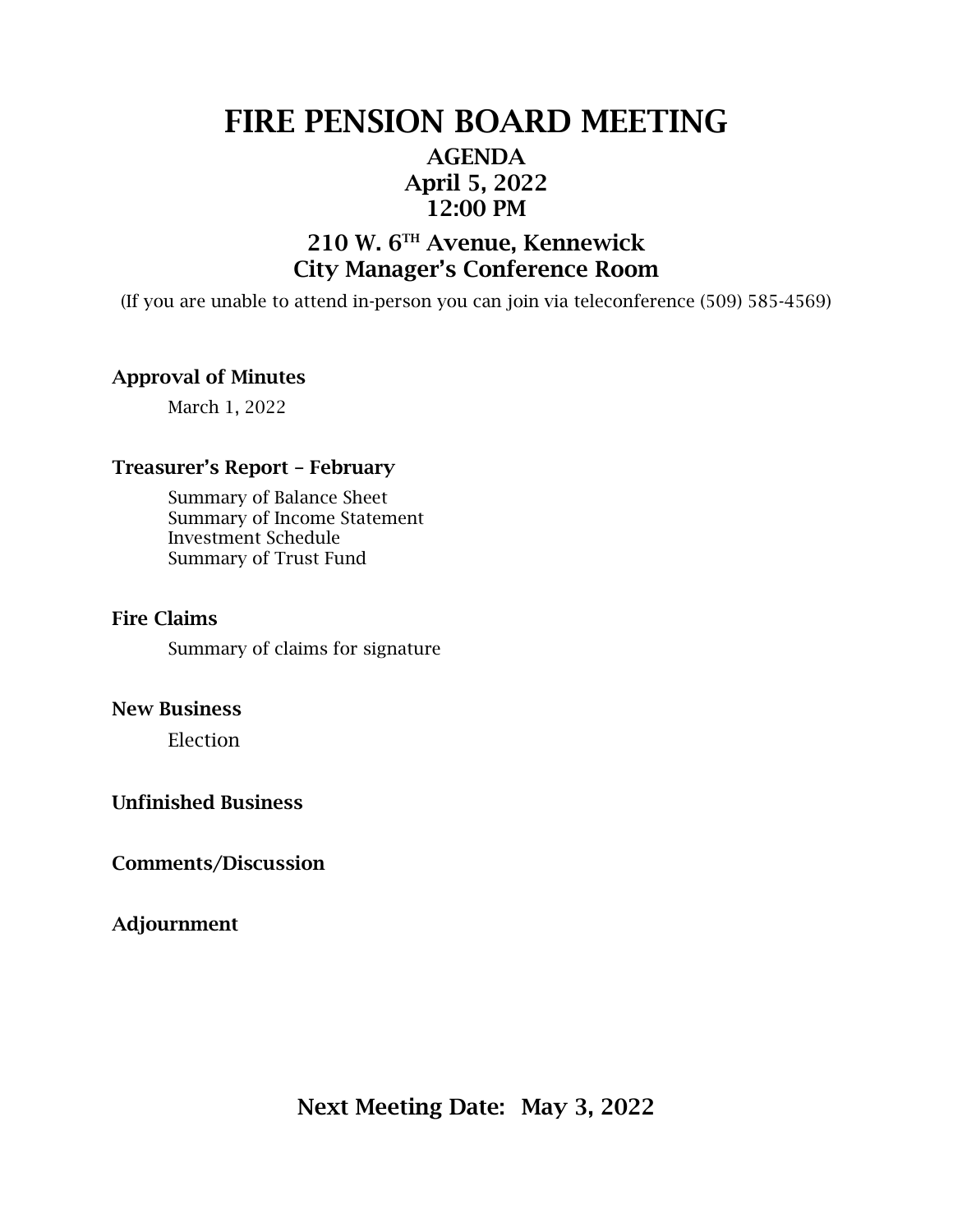# FIRE PENSION BOARD MEETING

**AGENDA**
**April 5, 2022**
**12:00 PM**

**210 W. 6TH Avenue, Kennewick**
**City Manager's Conference Room**

(If you are unable to attend in-person you can join via teleconference (509) 585-4569)

**Approval of Minutes**

March 1, 2022

**Treasurer's Report – February**

Summary of Balance Sheet
Summary of Income Statement
Investment Schedule
Summary of Trust Fund

**Fire Claims**

Summary of claims for signature

**New Business**

Election

**Unfinished Business**

**Comments/Discussion**

**Adjournment**

**Next Meeting Date: May 3, 2022**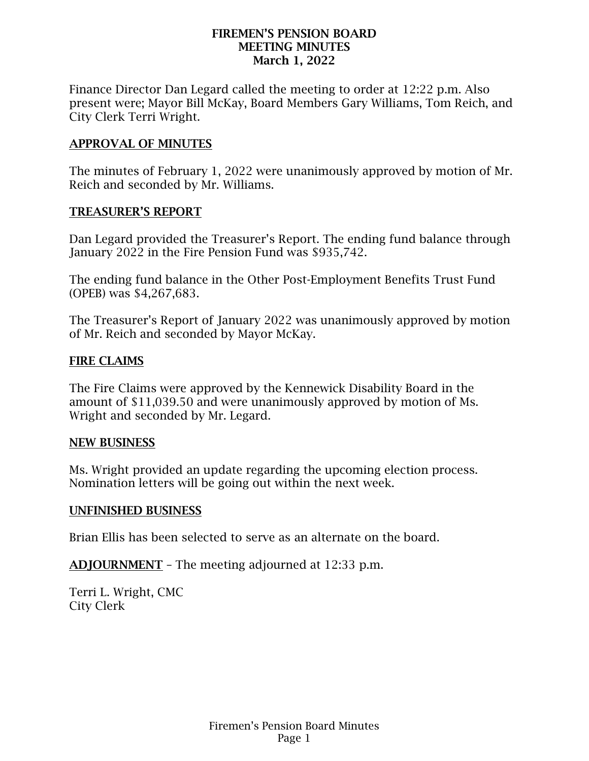# FIREMEN'S PENSION BOARD
## MEETING MINUTES
### March 1, 2022

Finance Director Dan Legard called the meeting to order at 12:22 p.m. Also present were; Mayor Bill McKay, Board Members Gary Williams, Tom Reich, and City Clerk Terri Wright.

## APPROVAL OF MINUTES

The minutes of February 1, 2022 were unanimously approved by motion of Mr. Reich and seconded by Mr. Williams.

## TREASURER'S REPORT

Dan Legard provided the Treasurer's Report. The ending fund balance through January 2022 in the Fire Pension Fund was $935,742.

The ending fund balance in the Other Post-Employment Benefits Trust Fund (OPEB) was $4,267,683.

The Treasurer's Report of January 2022 was unanimously approved by motion of Mr. Reich and seconded by Mayor McKay.

## FIRE CLAIMS

The Fire Claims were approved by the Kennewick Disability Board in the amount of $11,039.50 and were unanimously approved by motion of Ms. Wright and seconded by Mr. Legard.

## NEW BUSINESS

Ms. Wright provided an update regarding the upcoming election process. Nomination letters will be going out within the next week.

## UNFINISHED BUSINESS

Brian Ellis has been selected to serve as an alternate on the board.

**ADJOURNMENT** – The meeting adjourned at 12:33 p.m.

Terri L. Wright, CMC
City Clerk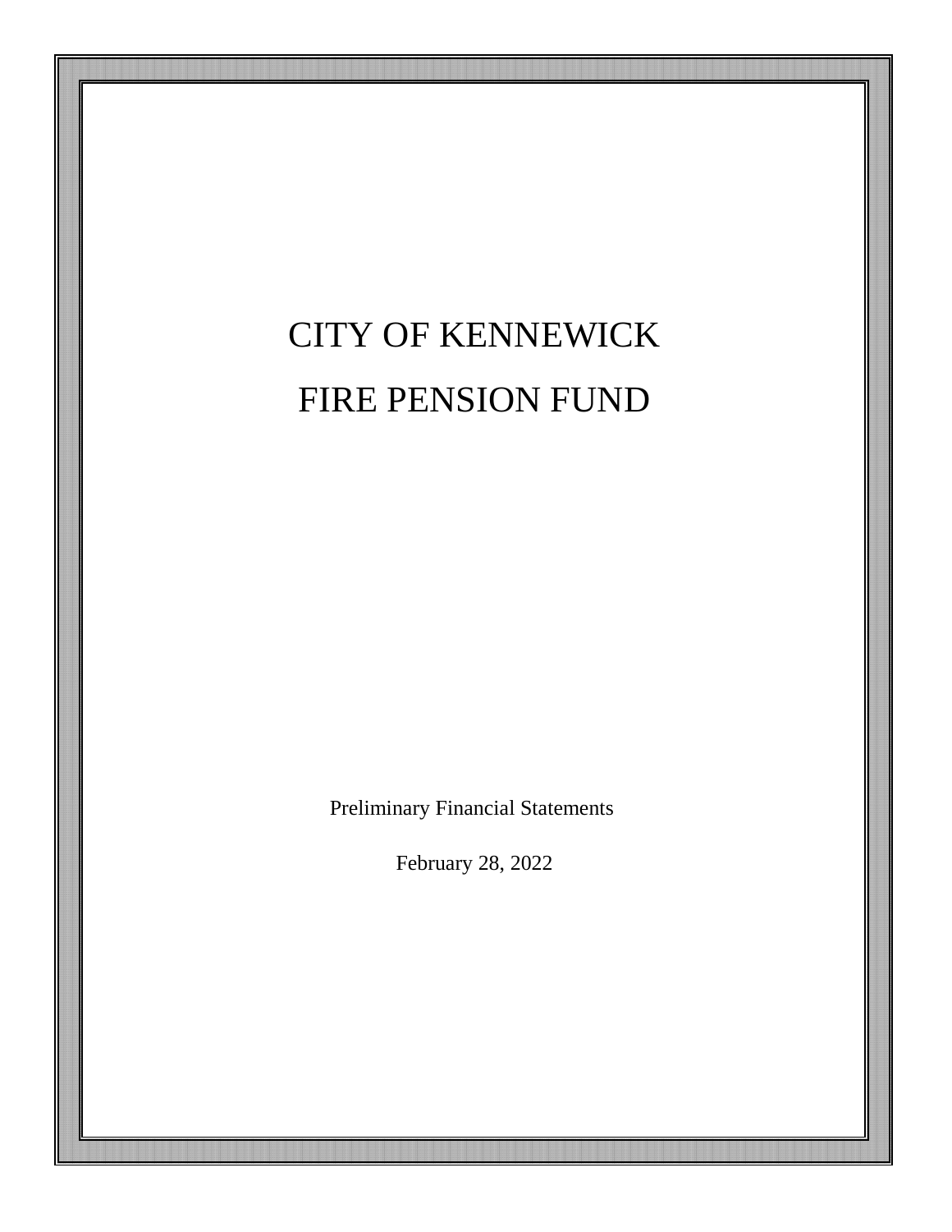# CITY OF KENNEWICK

# FIRE PENSION FUND

Preliminary Financial Statements

February 28, 2022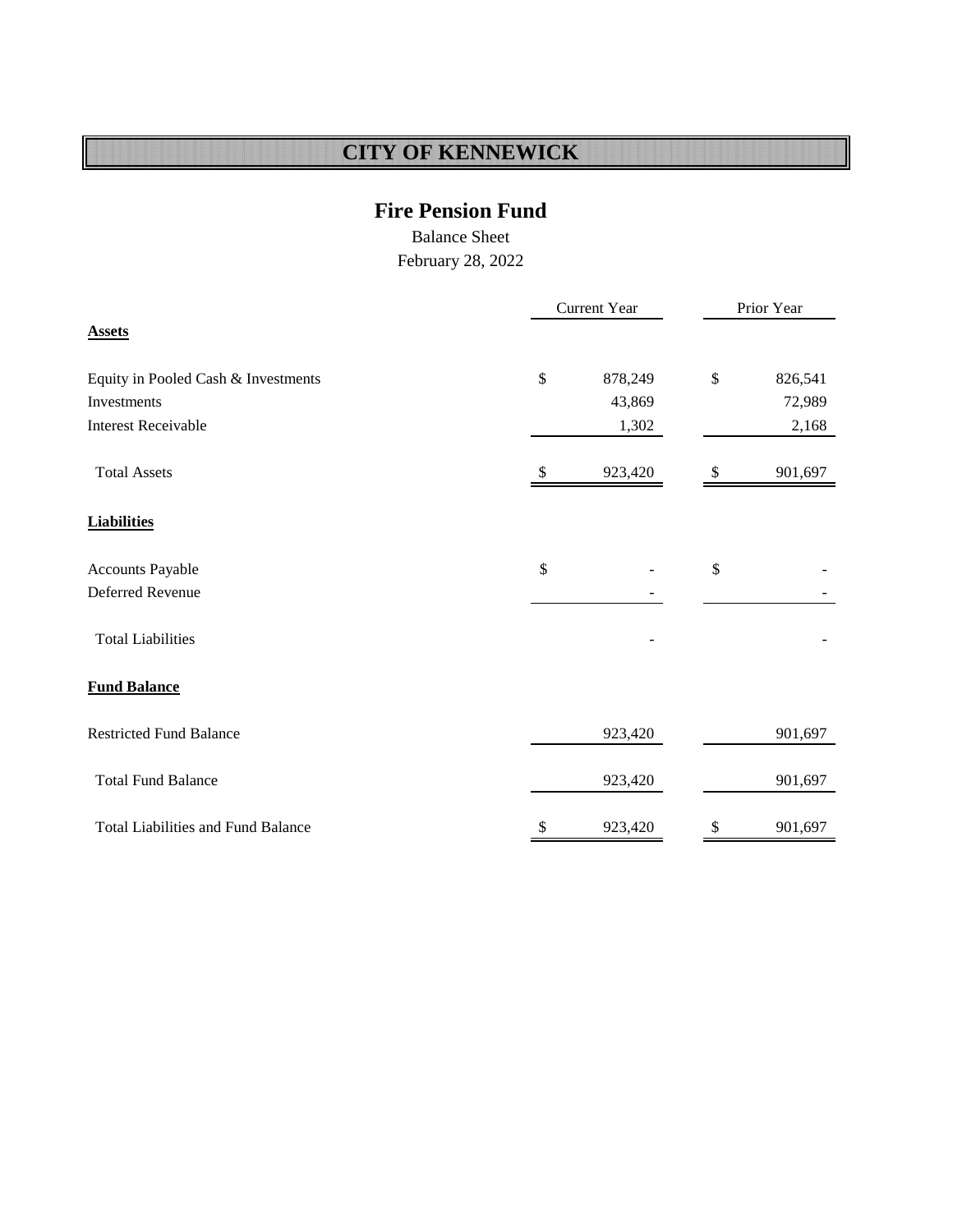# CITY OF KENNEWICK

## Fire Pension Fund

Balance Sheet

February 28, 2022

| | Current Year | Prior Year |
|---|---|---|
| **Assets** | | |
| Equity in Pooled Cash & Investments | $ 878,249 | $ 826,541 |
| Investments | 43,869 | 72,989 |
| Interest Receivable | 1,302 | 2,168 |
| Total Assets | $ 923,420 | $ 901,697 |
| **Liabilities** | | |
| Accounts Payable | $ - | $ - |
| Deferred Revenue | - | - |
| Total Liabilities | - | - |
| **Fund Balance** | | |
| Restricted Fund Balance | 923,420 | 901,697 |
| Total Fund Balance | 923,420 | 901,697 |
| Total Liabilities and Fund Balance | $ 923,420 | $ 901,697 |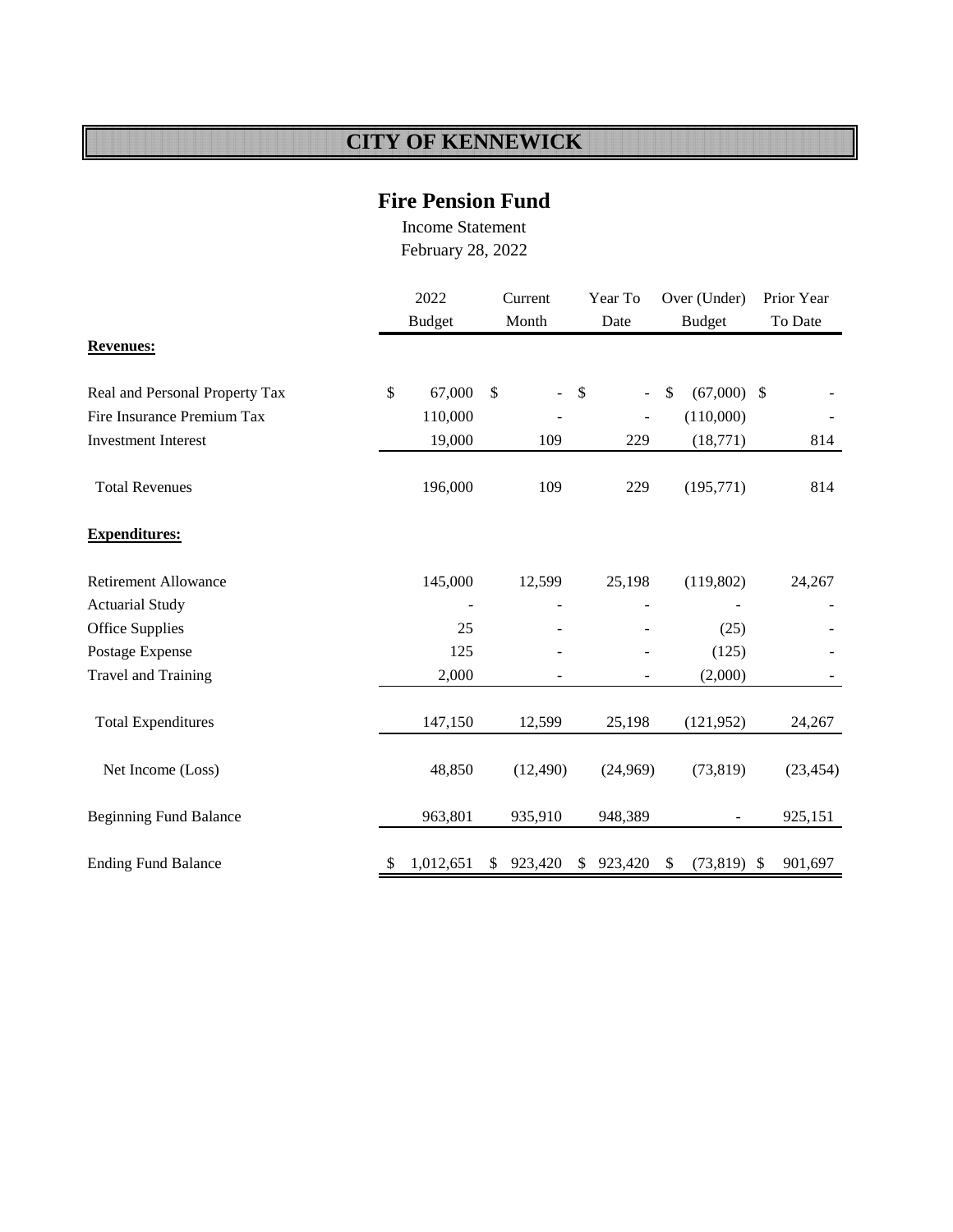# CITY OF KENNEWICK

## Fire Pension Fund

Income Statement
February 28, 2022

| | 2022 Budget | Current Month | Year To Date | Over (Under) Budget | Prior Year To Date |
|---|---|---|---|---|---|
| **Revenues:** | | | | | |
| Real and Personal Property Tax | $ 67,000 | $ - | $ - | $ (67,000) | $ - |
| Fire Insurance Premium Tax | 110,000 | - | - | (110,000) | - |
| Investment Interest | 19,000 | 109 | 229 | (18,771) | 814 |
| Total Revenues | 196,000 | 109 | 229 | (195,771) | 814 |
| **Expenditures:** | | | | | |
| Retirement Allowance | 145,000 | 12,599 | 25,198 | (119,802) | 24,267 |
| Actuarial Study | - | - | - | - | - |
| Office Supplies | 25 | - | - | (25) | - |
| Postage Expense | 125 | - | - | (125) | - |
| Travel and Training | 2,000 | - | - | (2,000) | - |
| Total Expenditures | 147,150 | 12,599 | 25,198 | (121,952) | 24,267 |
| Net Income (Loss) | 48,850 | (12,490) | (24,969) | (73,819) | (23,454) |
| Beginning Fund Balance | 963,801 | 935,910 | 948,389 | - | 925,151 |
| Ending Fund Balance | $ 1,012,651 | $ 923,420 | $ 923,420 | $ (73,819) | $ 901,697 |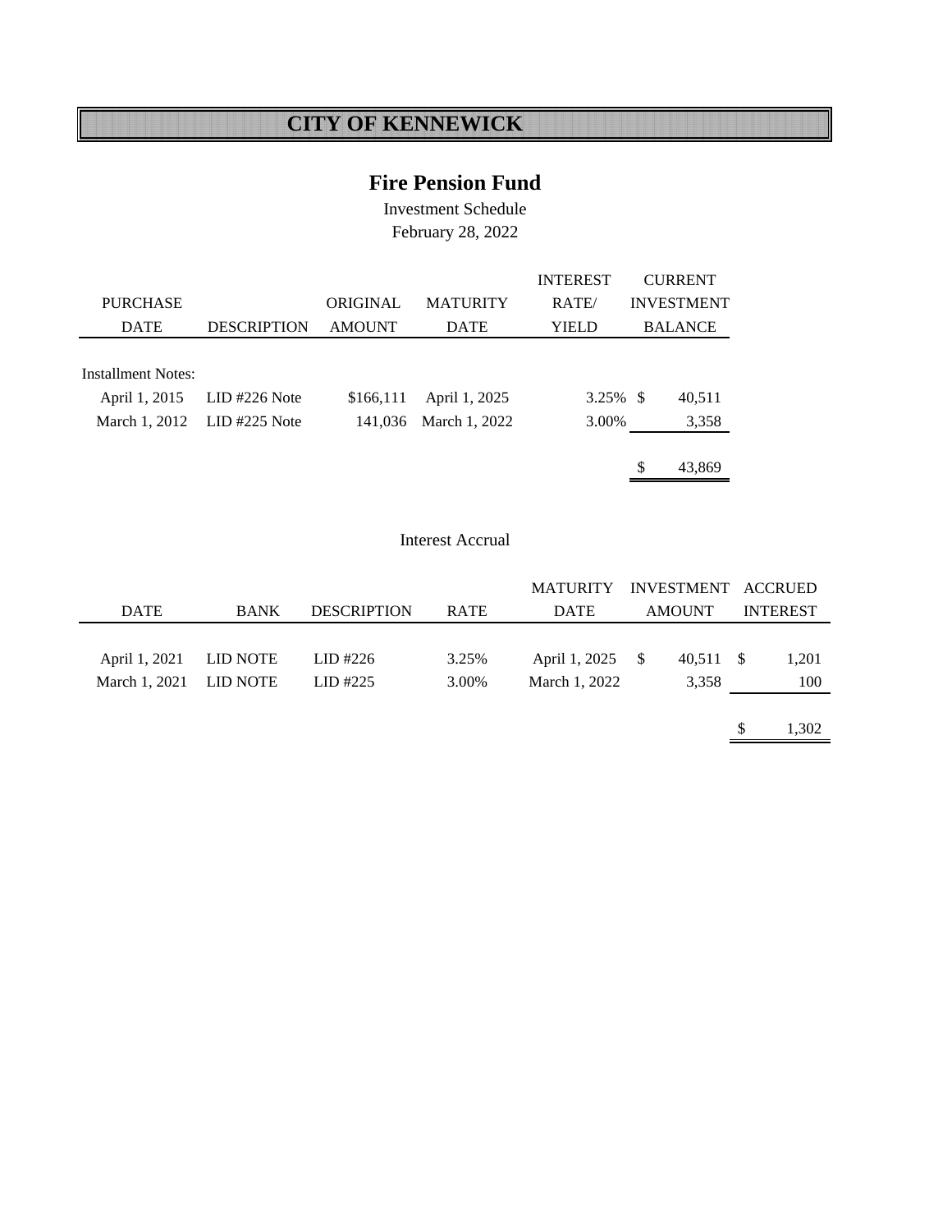# CITY OF KENNEWICK

## Fire Pension Fund

Investment Schedule

February 28, 2022

| PURCHASE DATE | DESCRIPTION | ORIGINAL AMOUNT | MATURITY DATE | INTEREST RATE/ YIELD | CURRENT INVESTMENT BALANCE |
|---|---|---|---|---|---|
| Installment Notes: | | | | | |
| April 1, 2015 | LID #226 Note | $166,111 | April 1, 2025 | 3.25% | $ 40,511 |
| March 1, 2012 | LID #225 Note | 141,036 | March 1, 2022 | 3.00% | 3,358 |
| | | | | | $ 43,869 |

Interest Accrual

| DATE | BANK | DESCRIPTION | RATE | MATURITY DATE | INVESTMENT AMOUNT | ACCRUED INTEREST |
|---|---|---|---|---|---|---|
| April 1, 2021 | LID NOTE | LID #226 | 3.25% | April 1, 2025 | $ 40,511 | $ 1,201 |
| March 1, 2021 | LID NOTE | LID #225 | 3.00% | March 1, 2022 | 3,358 | 100 |
| | | | | | | $ 1,302 |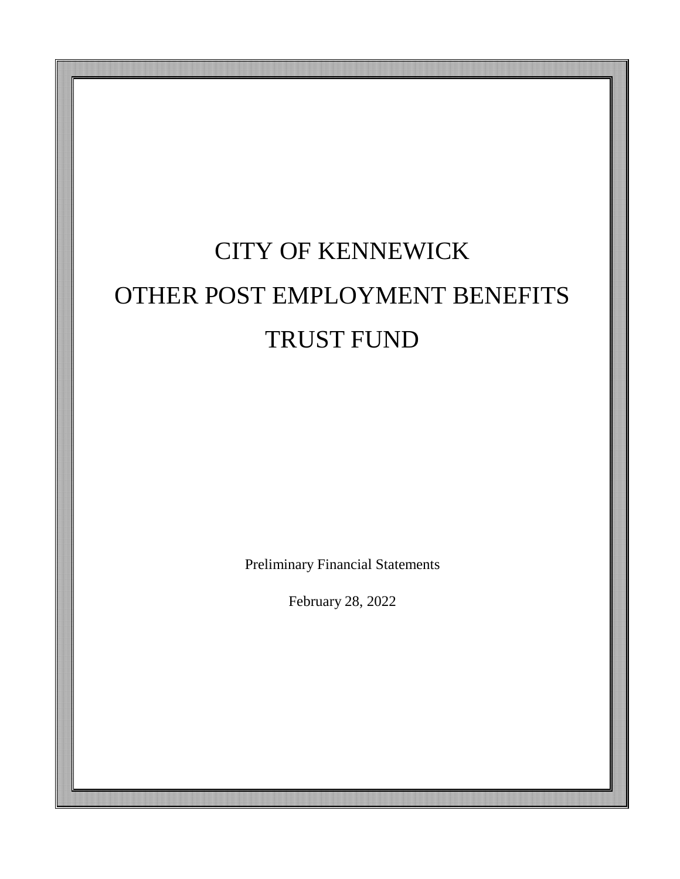# CITY OF KENNEWICK

# OTHER POST EMPLOYMENT BENEFITS

# TRUST FUND

Preliminary Financial Statements

February 28, 2022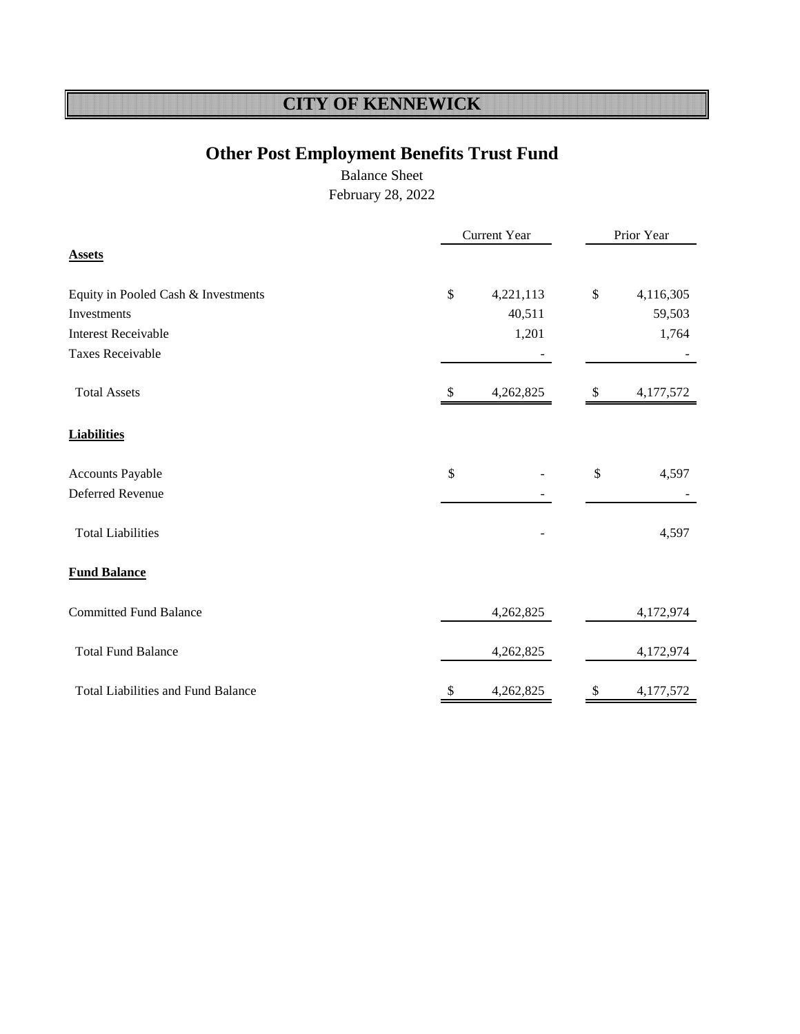# CITY OF KENNEWICK

## Other Post Employment Benefits Trust Fund

Balance Sheet
February 28, 2022

| | Current Year | Prior Year |
|---|---|---|
| **Assets** | | |
| Equity in Pooled Cash & Investments | $ 4,221,113 | $ 4,116,305 |
| Investments | 40,511 | 59,503 |
| Interest Receivable | 1,201 | 1,764 |
| Taxes Receivable | - | - |
| Total Assets | $ 4,262,825 | $ 4,177,572 |
| **Liabilities** | | |
| Accounts Payable | $ - | $ 4,597 |
| Deferred Revenue | - | - |
| Total Liabilities | - | 4,597 |
| **Fund Balance** | | |
| Committed Fund Balance | 4,262,825 | 4,172,974 |
| Total Fund Balance | 4,262,825 | 4,172,974 |
| Total Liabilities and Fund Balance | $ 4,262,825 | $ 4,177,572 |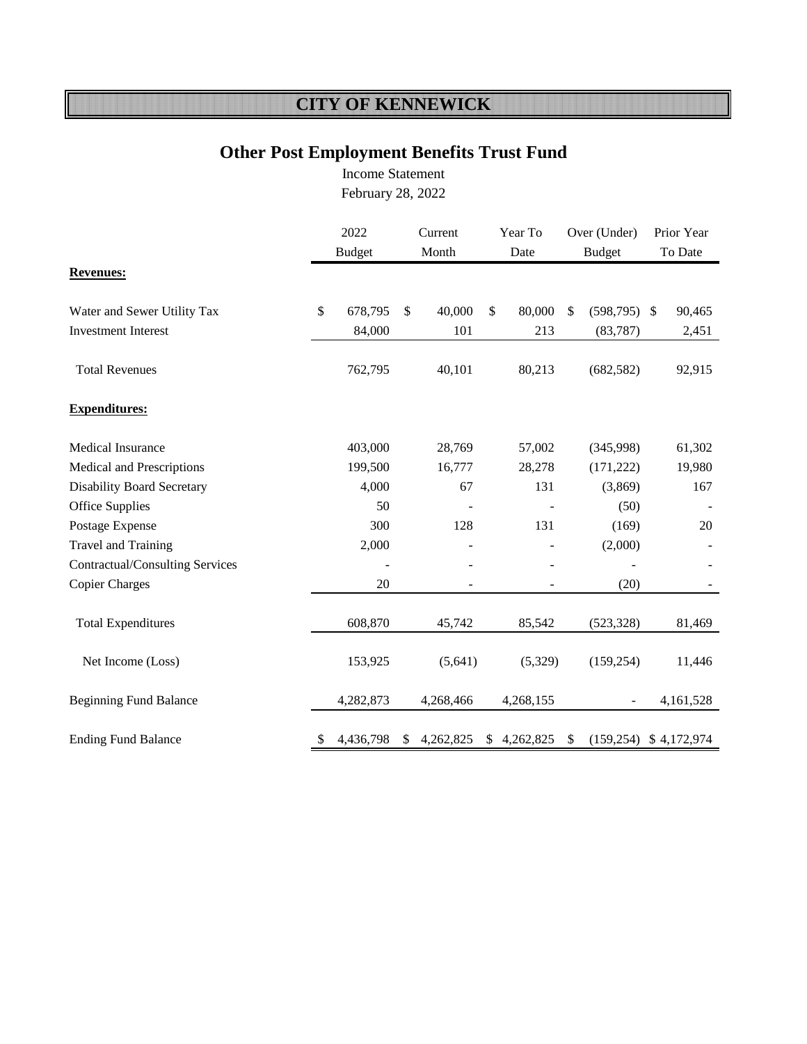# CITY OF KENNEWICK

## Other Post Employment Benefits Trust Fund

Income Statement

February 28, 2022

| | 2022 Budget | Current Month | Year To Date | Over (Under) Budget | Prior Year To Date |
|---|---|---|---|---|---|
| **Revenues:** | | | | | |
| Water and Sewer Utility Tax | $ 678,795 | $ 40,000 | $ 80,000 | $ (598,795) | $ 90,465 |
| Investment Interest | 84,000 | 101 | 213 | (83,787) | 2,451 |
| Total Revenues | 762,795 | 40,101 | 80,213 | (682,582) | 92,915 |
| **Expenditures:** | | | | | |
| Medical Insurance | 403,000 | 28,769 | 57,002 | (345,998) | 61,302 |
| Medical and Prescriptions | 199,500 | 16,777 | 28,278 | (171,222) | 19,980 |
| Disability Board Secretary | 4,000 | 67 | 131 | (3,869) | 167 |
| Office Supplies | 50 | - | - | (50) | - |
| Postage Expense | 300 | 128 | 131 | (169) | 20 |
| Travel and Training | 2,000 | - | - | (2,000) | - |
| Contractual/Consulting Services | - | - | - | - | - |
| Copier Charges | 20 | - | - | (20) | - |
| Total Expenditures | 608,870 | 45,742 | 85,542 | (523,328) | 81,469 |
| Net Income (Loss) | 153,925 | (5,641) | (5,329) | (159,254) | 11,446 |
| Beginning Fund Balance | 4,282,873 | 4,268,466 | 4,268,155 | - | 4,161,528 |
| Ending Fund Balance | $ 4,436,798 | $ 4,262,825 | $ 4,262,825 | $ (159,254) | $ 4,172,974 |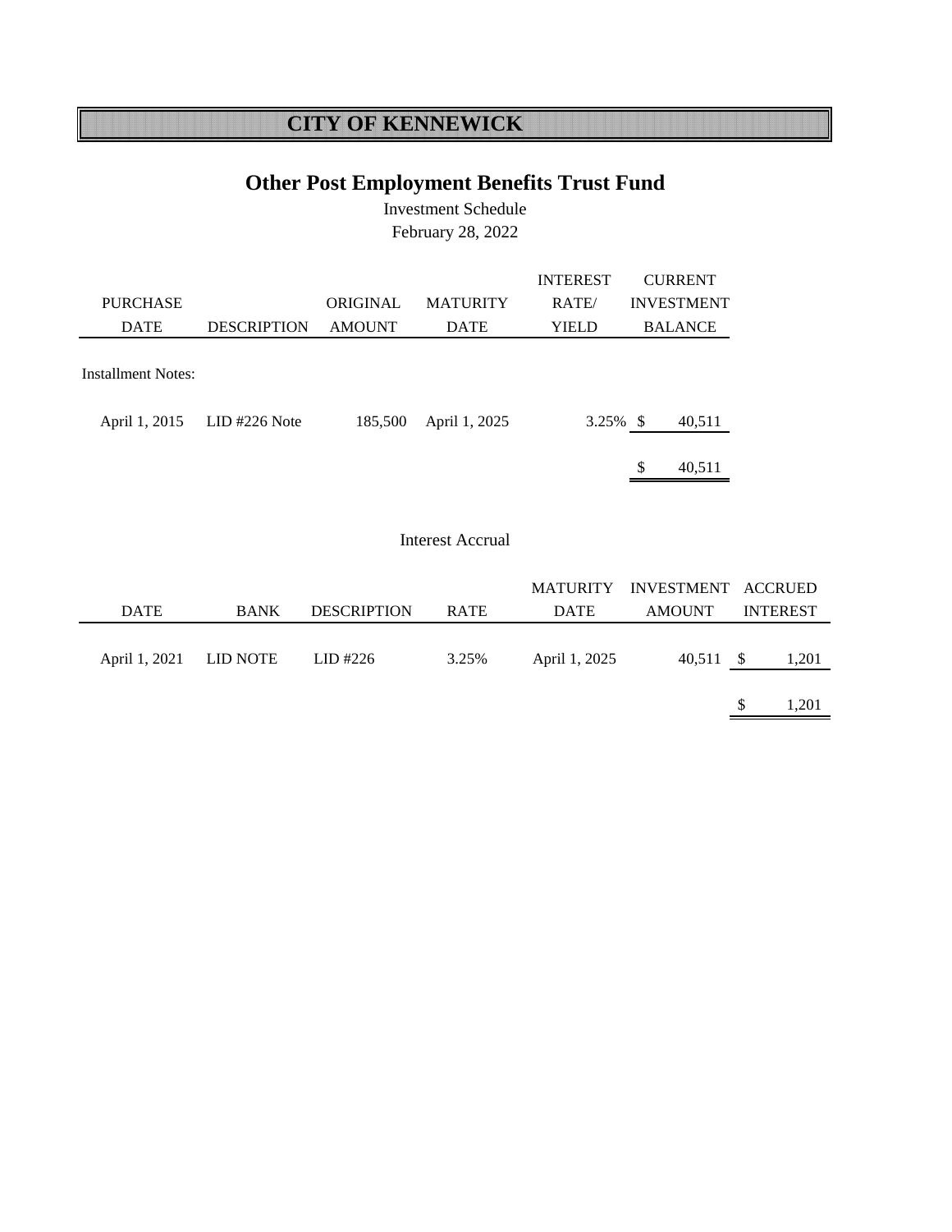# CITY OF KENNEWICK

## Other Post Employment Benefits Trust Fund

Investment Schedule
February 28, 2022

| PURCHASE DATE | DESCRIPTION | ORIGINAL AMOUNT | MATURITY DATE | INTEREST RATE/ YIELD | CURRENT INVESTMENT BALANCE |
|---|---|---|---|---|---|
| Installment Notes: | | | | | |
| April 1, 2015 | LID #226 Note | 185,500 | April 1, 2025 | 3.25% | $ 40,511 |
| | | | | | $ 40,511 |

Interest Accrual

| DATE | BANK | DESCRIPTION | RATE | MATURITY DATE | INVESTMENT AMOUNT | ACCRUED INTEREST |
|---|---|---|---|---|---|---|
| April 1, 2021 | LID NOTE | LID #226 | 3.25% | April 1, 2025 | 40,511 | $ 1,201 |
| | | | | | | $ 1,201 |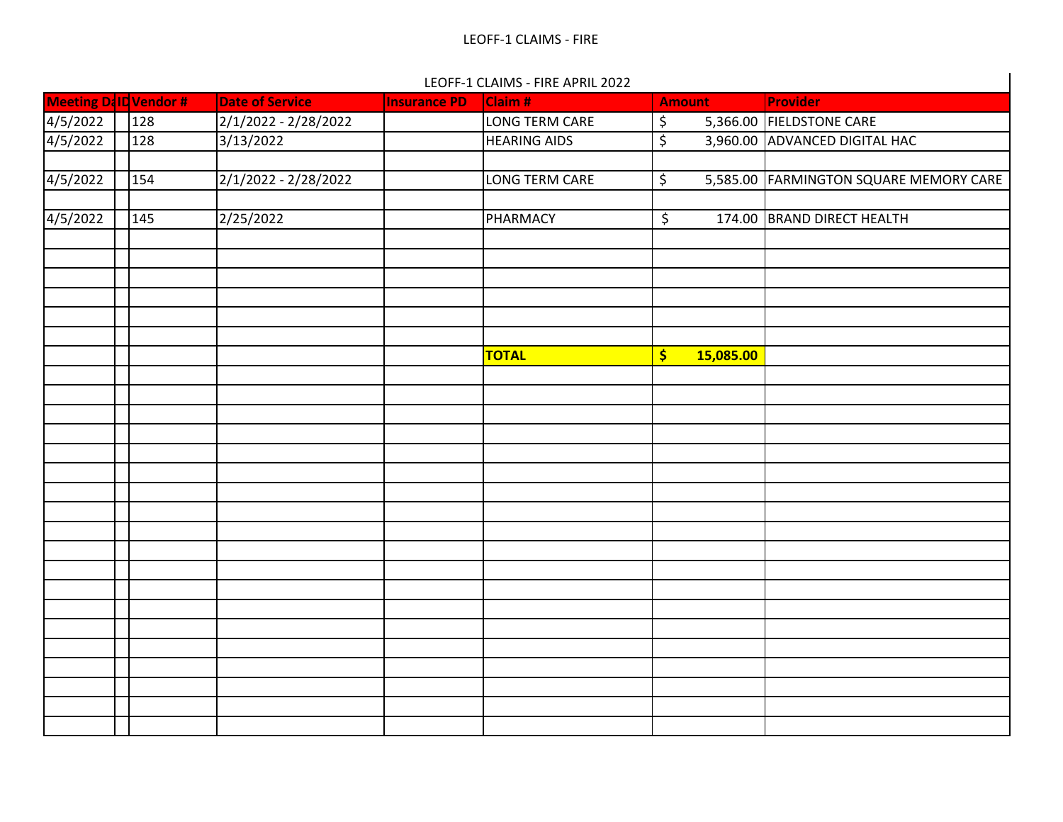# LEOFF-1 CLAIMS - FIRE

LEOFF-1 CLAIMS - FIRE APRIL 2022

| Meeting Da | ID | Vendor # | Date of Service | Insurance PD | Claim # | Amount | Provider |
|---|---|---|---|---|---|---|---|
| 4/5/2022 | | 128 | 2/1/2022 - 2/28/2022 | | LONG TERM CARE | $ 5,366.00 | FIELDSTONE CARE |
| 4/5/2022 | | 128 | 3/13/2022 | | HEARING AIDS | $ 3,960.00 | ADVANCED DIGITAL HAC |
| | | | | | | | |
| 4/5/2022 | | 154 | 2/1/2022 - 2/28/2022 | | LONG TERM CARE | $ 5,585.00 | FARMINGTON SQUARE MEMORY CARE |
| | | | | | | | |
| 4/5/2022 | | 145 | 2/25/2022 | | PHARMACY | $ 174.00 | BRAND DIRECT HEALTH |
| | | | | | **TOTAL** | **$ 15,085.00** | |